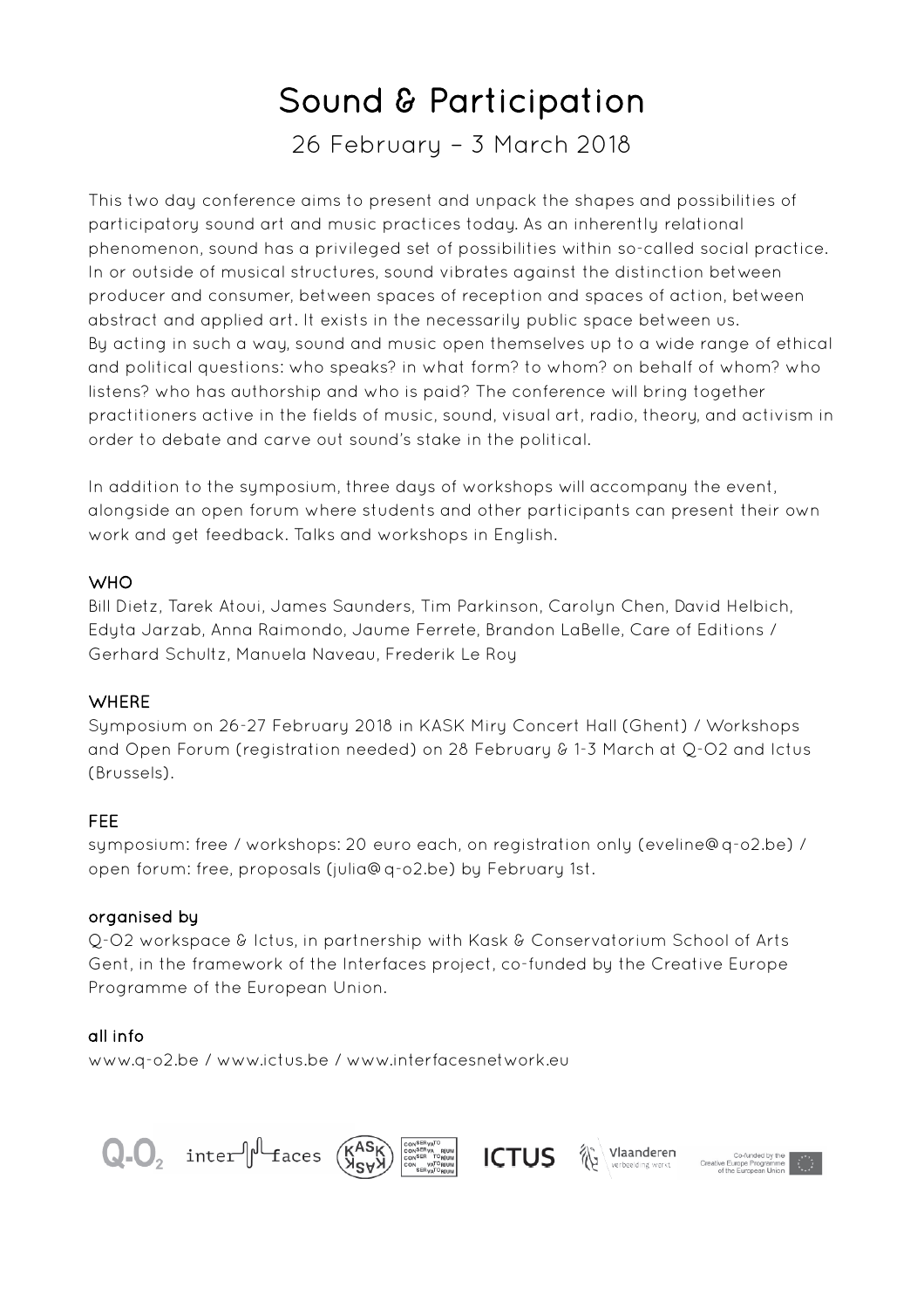# Sound & Participation

26 February – 3 March 2018

This two day conference aims to present and unpack the shapes and possibilities of participatory sound art and music practices today. As an inherently relational phenomenon, sound has a privileged set of possibilities within so-called social practice. In or outside of musical structures, sound vibrates against the distinction between producer and consumer, between spaces of reception and spaces of action, between abstract and applied art. It exists in the necessarily public space between us. By acting in such a way, sound and music open themselves up to a wide range of ethical and political questions: who speaks? in what form? to whom? on behalf of whom? who listens? who has authorship and who is paid? The conference will bring together practitioners active in the fields of music, sound, visual art, radio, theory, and activism in order to debate and carve out sound's stake in the political.

In addition to the symposium, three days of workshops will accompany the event, alongside an open forum where students and other participants can present their own work and get feedback. Talks and workshops in English.

### WHO

Bill Dietz, Tarek Atoui, James Saunders, Tim Parkinson, Carolyn Chen, David Helbich, Edyta Jarzab, Anna Raimondo, Jaume Ferrete, Brandon LaBelle, Care of Editions / Gerhard Schultz, Manuela Naveau, Frederik Le Roy

### WHERE

Symposium on 26-27 February 2018 in KASK Miry Concert Hall (Ghent) / Workshops and Open Forum (registration needed) on 28 February & 1-3 March at Q-O2 and Ictus (Brussels).

### FEE

symposium: free / workshops: 20 euro each, on registration only (eveline@q-o2.be) / open forum: free, proposals (julia@q-o2.be) by February 1st.

### organised by

Q-O2 workspace & Ictus, in partnership with Kask & Conservatorium School of Arts Gent, in the framework of the Interfaces project, co-funded by the Creative Europe Programme of the European Union.

### all info

www.q-o2.be / www.ictus.be / www.interfacesnetwork.eu

Co-funded by the Creative Europe Programme of the European Union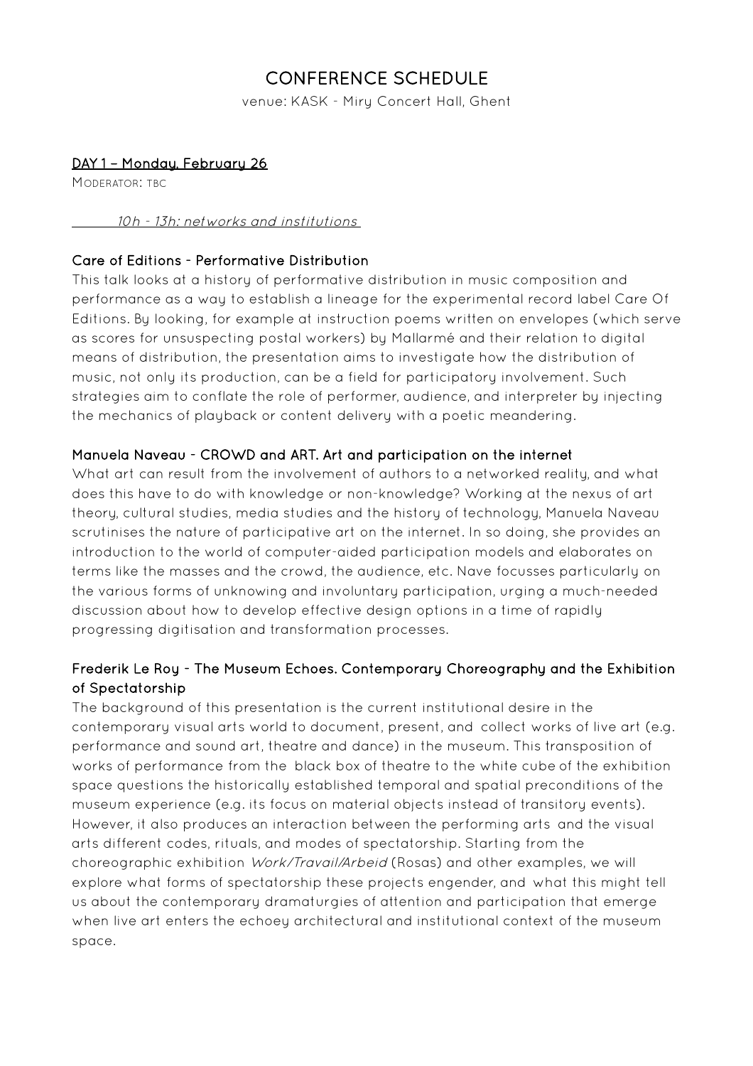# CONFERENCE SCHEDULE

venue: KASK - Miry Concert Hall, Ghent

## DAY 1 – Monday, February 26

MODERATOR: TBC

*10h - 13h: networks and institutions*

### Care of Editions - Performative Distribution

This talk looks at a history of performative distribution in music composition and performance as a way to establish a lineage for the experimental record label Care Of Editions. By looking, for example at instruction poems written on envelopes (which serve as scores for unsuspecting postal workers) by Mallarmé and their relation to digital means of distribution, the presentation aims to investigate how the distribution of music, not only its production, can be a field for participatory involvement. Such strategies aim to conflate the role of performer, audience, and interpreter by injecting the mechanics of playback or content delivery with a poetic meandering.

### Manuela Naveau - CROWD and ART. Art and participation on the internet

What art can result from the involvement of authors to a networked reality, and what does this have to do with knowledge or non-knowledge? Working at the nexus of art theory, cultural studies, media studies and the history of technology, Manuela Naveau scrutinises the nature of participative art on the internet. In so doing, she provides an introduction to the world of computer-aided participation models and elaborates on terms like the masses and the crowd, the audience, etc. Nave focusses particularly on the various forms of unknowing and involuntary participation, urging a much-needed discussion about how to develop effective design options in a time of rapidly progressing digitisation and transformation processes.

### Frederik Le Roy - The Museum Echoes. Contemporary Choreography and the Exhibition of Spectatorship

The background of this presentation is the current institutional desire in the contemporary visual arts world to document, present, and collect works of live art (e.g. performance and sound art, theatre and dance) in the museum. This transposition of works of performance from the black box of theatre to the white cube of the exhibition space questions the historically established temporal and spatial preconditions of the museum experience (e.g. its focus on material objects instead of transitory events). However, it also produces an interaction between the performing arts and the visual arts different codes, rituals, and modes of spectatorship. Starting from the choreographic exhibition *Work/Travail/Arbeid* (Rosas) and other examples, we will explore what forms of spectatorship these projects engender, and what this might tell us about the contemporary dramaturgies of attention and participation that emerge when live art enters the echoey architectural and institutional context of the museum space.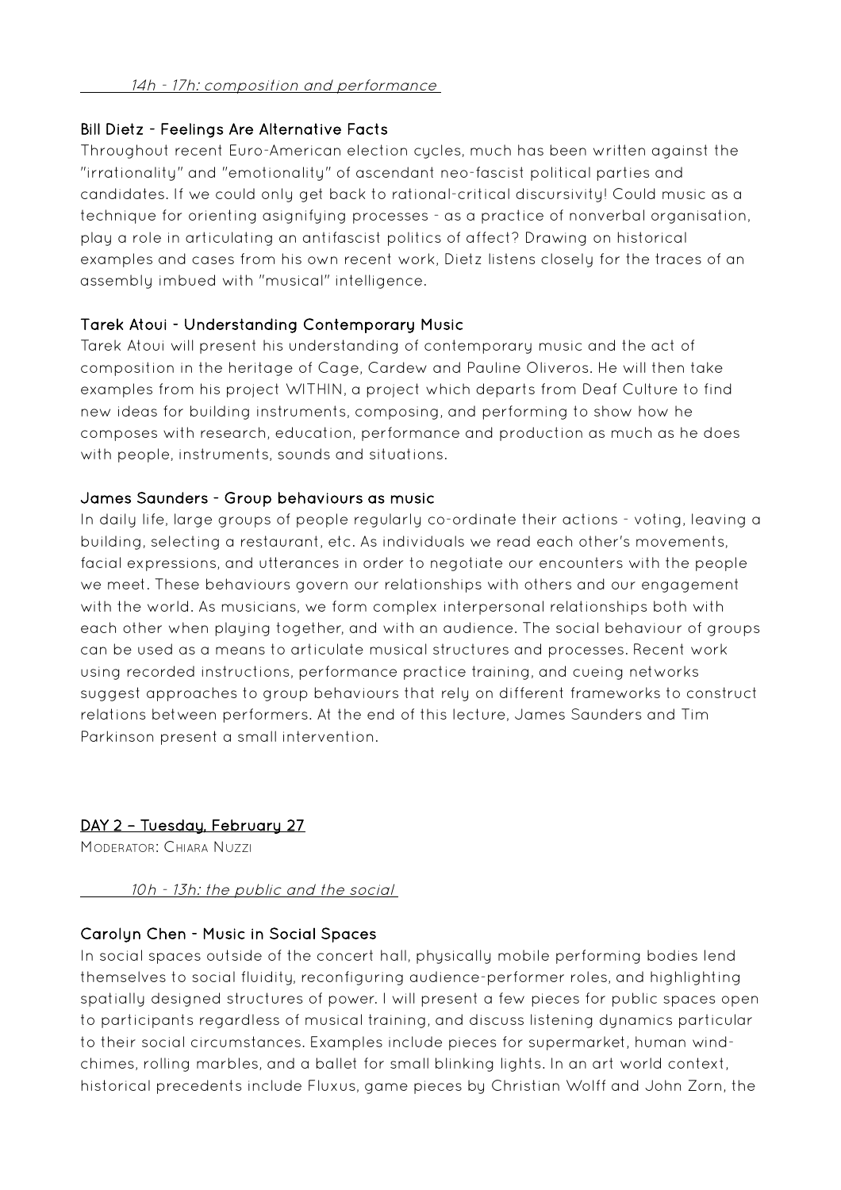*14h - 17h: composition and performance*

### Bill Dietz - Feelings Are Alternative Facts

Throughout recent Euro-American election cycles, much has been written against the "irrationality" and "emotionality" of ascendant neo-fascist political parties and candidates. If we could only get back to rational-critical discursivity! Could music as a technique for orienting asignifying processes - as a practice of nonverbal organisation, play a role in articulating an antifascist politics of affect? Drawing on historical examples and cases from his own recent work, Dietz listens closely for the traces of an assembly imbued with "musical" intelligence.

### Tarek Atoui - Understanding Contemporary Music

Tarek Atoui will present his understanding of contemporary music and the act of composition in the heritage of Cage, Cardew and Pauline Oliveros. He will then take examples from his project WITHIN, a project which departs from Deaf Culture to find new ideas for building instruments, composing, and performing to show how he composes with research, education, performance and production as much as he does with people, instruments, sounds and situations.

### James Saunders - Group behaviours as music

In daily life, large groups of people regularly co-ordinate their actions - voting, leaving a building, selecting a restaurant, etc. As individuals we read each other's movements, facial expressions, and utterances in order to negotiate our encounters with the people we meet. These behaviours govern our relationships with others and our engagement with the world. As musicians, we form complex interpersonal relationships both with each other when playing together, and with an audience. The social behaviour of groups can be used as a means to articulate musical structures and processes. Recent work using recorded instructions, performance practice training, and cueing networks suggest approaches to group behaviours that rely on different frameworks to construct relations between performers. At the end of this lecture, James Saunders and Tim Parkinson present a small intervention.

## DAY 2 – Tuesday, February 27

MODERATOR: CHIARA NUZZI

*10h - 13h: the public and the social*

### Carolyn Chen - Music in Social Spaces

In social spaces outside of the concert hall, physically mobile performing bodies lend themselves to social fluidity, reconfiguring audience-performer roles, and highlighting spatially designed structures of power. I will present a few pieces for public spaces open to participants regardless of musical training, and discuss listening dynamics particular to their social circumstances. Examples include pieces for supermarket, human wind-chimes, rolling marbles, and a ballet for small blinking lights. In an art world context, historical precedents include Fluxus, game pieces by Christian Wolff and John Zorn, the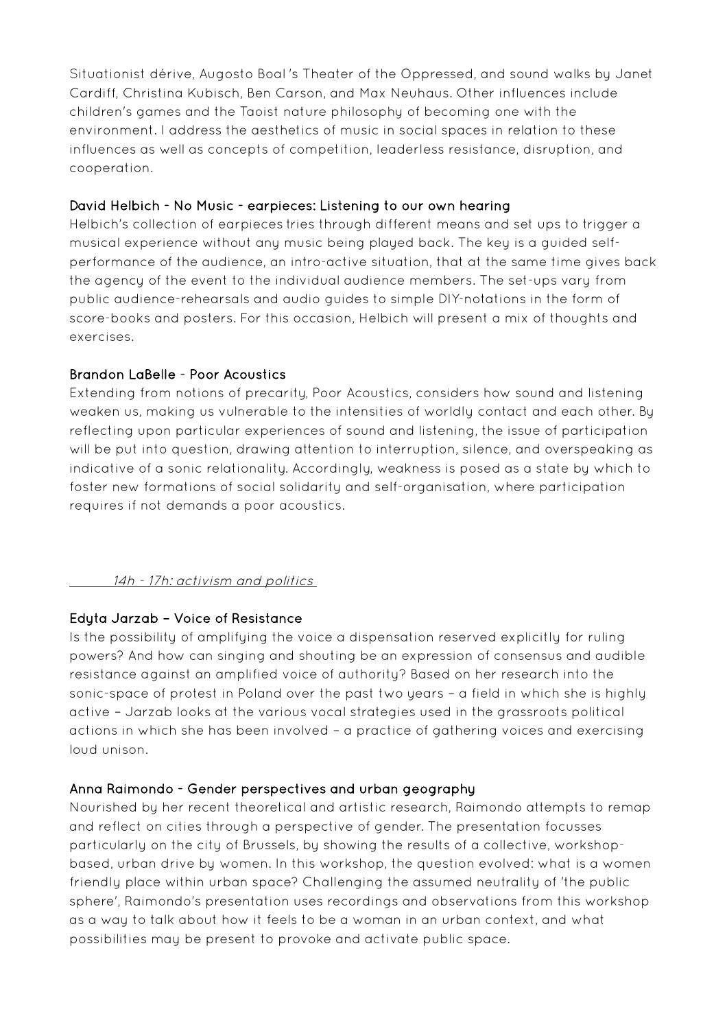Situationist dérive, Augosto Boal 's Theater of the Oppressed, and sound walks by Janet Cardiff, Christina Kubisch, Ben Carson, and Max Neuhaus. Other influences include children's games and the Taoist nature philosophy of becoming one with the environment. I address the aesthetics of music in social spaces in relation to these influences as well as concepts of competition, leaderless resistance, disruption, and cooperation.

**David Helbich - No Music - earpieces: Listening to our own hearing**

Helbich's collection of earpieces tries through different means and set ups to trigger a musical experience without any music being played back. The key is a guided self-performance of the audience, an intro-active situation, that at the same time gives back the agency of the event to the individual audience members. The set-ups vary from public audience-rehearsals and audio guides to simple DIY-notations in the form of score-books and posters. For this occasion, Helbich will present a mix of thoughts and exercises.

**Brandon LaBelle - Poor Acoustics**

Extending from notions of precarity, Poor Acoustics, considers how sound and listening weaken us, making us vulnerable to the intensities of worldly contact and each other. By reflecting upon particular experiences of sound and listening, the issue of participation will be put into question, drawing attention to interruption, silence, and overspeaking as indicative of a sonic relationality. Accordingly, weakness is posed as a state by which to foster new formations of social solidarity and self-organisation, where participation requires if not demands a poor acoustics.

*14h - 17h: activism and politics*

**Edyta Jarzab – Voice of Resistance**

Is the possibility of amplifying the voice a dispensation reserved explicitly for ruling powers? And how can singing and shouting be an expression of consensus and audible resistance against an amplified voice of authority? Based on her research into the sonic-space of protest in Poland over the past two years – a field in which she is highly active – Jarzab looks at the various vocal strategies used in the grassroots political actions in which she has been involved – a practice of gathering voices and exercising loud unison.

**Anna Raimondo - Gender perspectives and urban geography**

Nourished by her recent theoretical and artistic research, Raimondo attempts to remap and reflect on cities through a perspective of gender. The presentation focusses particularly on the city of Brussels, by showing the results of a collective, workshop-based, urban drive by women. In this workshop, the question evolved: what is a women friendly place within urban space? Challenging the assumed neutrality of 'the public sphere', Raimondo's presentation uses recordings and observations from this workshop as a way to talk about how it feels to be a woman in an urban context, and what possibilities may be present to provoke and activate public space.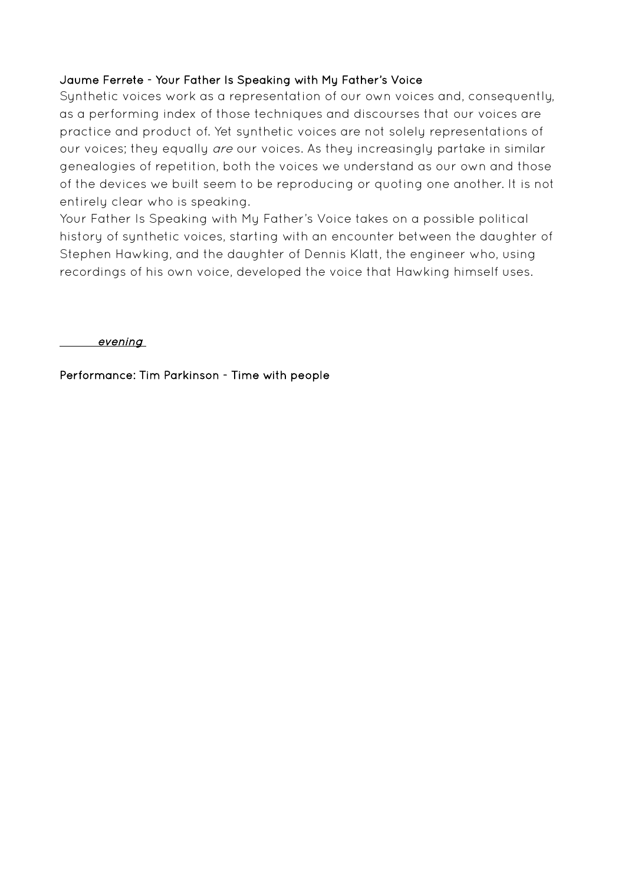**Jaume Ferrete - Your Father Is Speaking with My Father's Voice**

Synthetic voices work as a representation of our own voices and, consequently, as a performing index of those techniques and discourses that our voices are practice and product of. Yet synthetic voices are not solely representations of our voices; they equally *are* our voices. As they increasingly partake in similar genealogies of repetition, both the voices we understand as our own and those of the devices we built seem to be reproducing or quoting one another. It is not entirely clear who is speaking.

Your Father Is Speaking with My Father's Voice takes on a possible political history of synthetic voices, starting with an encounter between the daughter of Stephen Hawking, and the daughter of Dennis Klatt, the engineer who, using recordings of his own voice, developed the voice that Hawking himself uses.

*evening*

**Performance: Tim Parkinson - Time with people**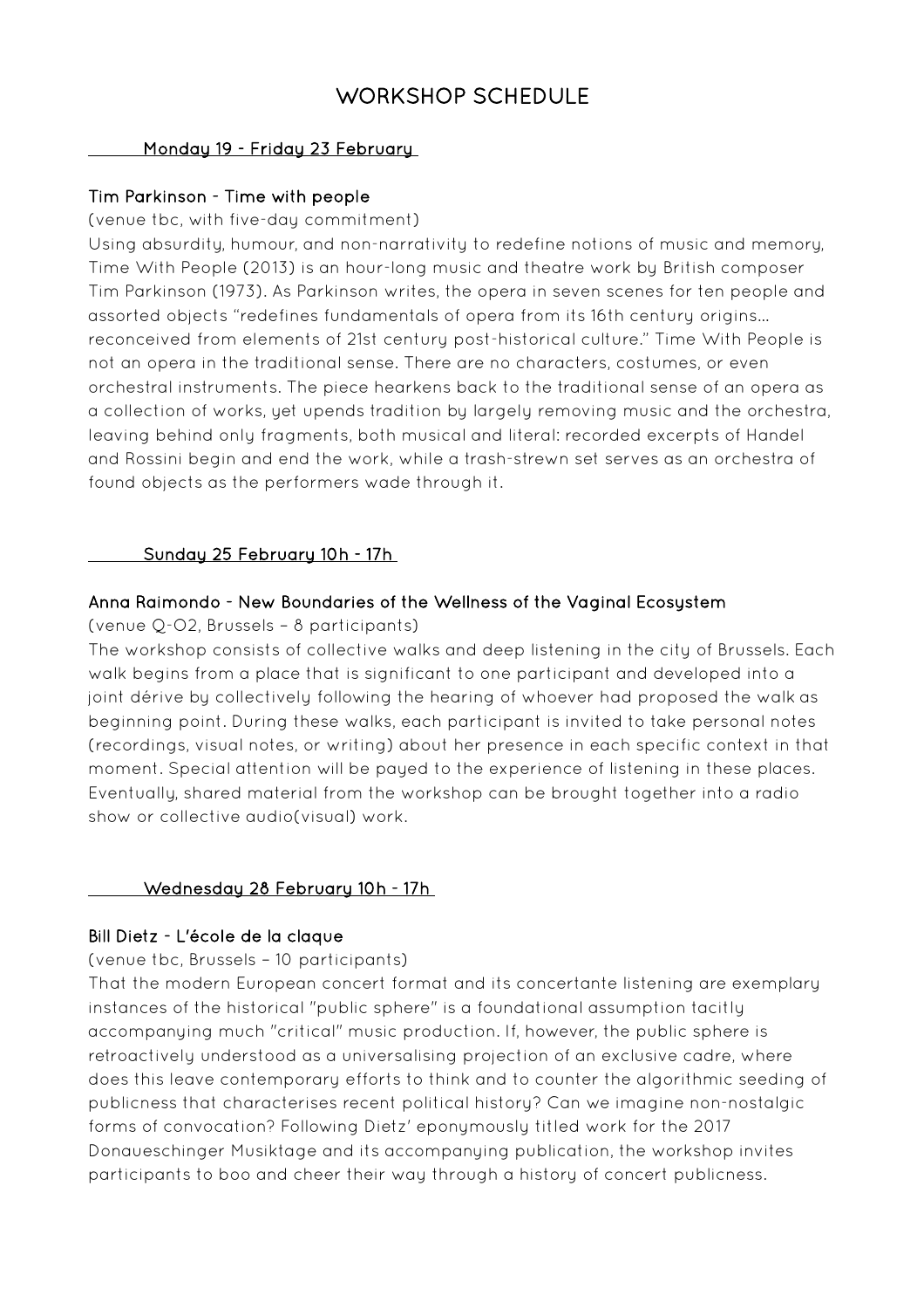# WORKSHOP SCHEDULE

## Monday 19 - Friday 23 February

### Tim Parkinson - Time with people

(venue tbc, with five-day commitment)

Using absurdity, humour, and non-narrativity to redefine notions of music and memory, Time With People (2013) is an hour-long music and theatre work by British composer Tim Parkinson (1973). As Parkinson writes, the opera in seven scenes for ten people and assorted objects "redefines fundamentals of opera from its 16th century origins... reconceived from elements of 21st century post-historical culture." Time With People is not an opera in the traditional sense. There are no characters, costumes, or even orchestral instruments. The piece hearkens back to the traditional sense of an opera as a collection of works, yet upends tradition by largely removing music and the orchestra, leaving behind only fragments, both musical and literal: recorded excerpts of Handel and Rossini begin and end the work, while a trash-strewn set serves as an orchestra of found objects as the performers wade through it.

## Sunday 25 February 10h - 17h

### Anna Raimondo - New Boundaries of the Wellness of the Vaginal Ecosystem

(venue Q-O2, Brussels – 8 participants)

The workshop consists of collective walks and deep listening in the city of Brussels. Each walk begins from a place that is significant to one participant and developed into a joint dérive by collectively following the hearing of whoever had proposed the walk as beginning point. During these walks, each participant is invited to take personal notes (recordings, visual notes, or writing) about her presence in each specific context in that moment. Special attention will be payed to the experience of listening in these places. Eventually, shared material from the workshop can be brought together into a radio show or collective audio(visual) work.

## Wednesday 28 February 10h - 17h

### Bill Dietz - L'école de la claque

(venue tbc, Brussels – 10 participants)

That the modern European concert format and its concertante listening are exemplary instances of the historical "public sphere" is a foundational assumption tacitly accompanying much "critical" music production. If, however, the public sphere is retroactively understood as a universalising projection of an exclusive cadre, where does this leave contemporary efforts to think and to counter the algorithmic seeding of publicness that characterises recent political history? Can we imagine non-nostalgic forms of convocation? Following Dietz' eponymously titled work for the 2017 Donaueschinger Musiktage and its accompanying publication, the workshop invites participants to boo and cheer their way through a history of concert publicness.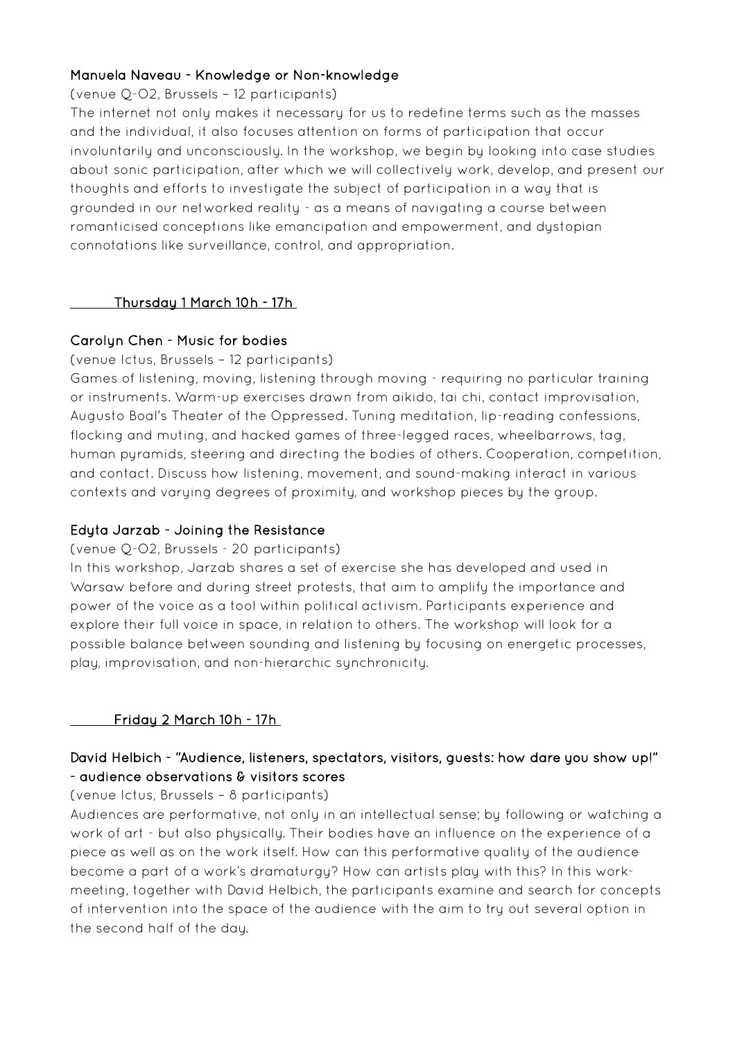### Manuela Naveau - Knowledge or Non-knowledge

(venue Q-O2, Brussels – 12 participants)

The internet not only makes it necessary for us to redefine terms such as the masses and the individual, it also focuses attention on forms of participation that occur involuntarily and unconsciously. In the workshop, we begin by looking into case studies about sonic participation, after which we will collectively work, develop, and present our thoughts and efforts to investigate the subject of participation in a way that is grounded in our networked reality - as a means of navigating a course between romanticised conceptions like emancipation and empowerment, and dystopian connotations like surveillance, control, and appropriation.

## Thursday 1 March 10h - 17h

### Carolyn Chen - Music for bodies

(venue Ictus, Brussels – 12 participants)

Games of listening, moving, listening through moving - requiring no particular training or instruments. Warm-up exercises drawn from aikido, tai chi, contact improvisation, Augusto Boal's Theater of the Oppressed. Tuning meditation, lip-reading confessions, flocking and muting, and hacked games of three-legged races, wheelbarrows, tag, human pyramids, steering and directing the bodies of others. Cooperation, competition, and contact. Discuss how listening, movement, and sound-making interact in various contexts and varying degrees of proximity, and workshop pieces by the group.

### Edyta Jarzab - Joining the Resistance

(venue Q-O2, Brussels - 20 participants)

In this workshop, Jarzab shares a set of exercise she has developed and used in Warsaw before and during street protests, that aim to amplify the importance and power of the voice as a tool within political activism. Participants experience and explore their full voice in space, in relation to others. The workshop will look for a possible balance between sounding and listening by focusing on energetic processes, play, improvisation, and non-hierarchic synchronicity.

## Friday 2 March 10h - 17h

### David Helbich - "Audience, listeners, spectators, visitors, guests: how dare you show up!" - audience observations & visitors scores

(venue Ictus, Brussels – 8 participants)

Audiences are performative, not only in an intellectual sense; by following or watching a work of art - but also physically. Their bodies have an influence on the experience of a piece as well as on the work itself. How can this performative quality of the audience become a part of a work's dramaturgy? How can artists play with this? In this work-meeting, together with David Helbich, the participants examine and search for concepts of intervention into the space of the audience with the aim to try out several option in the second half of the day.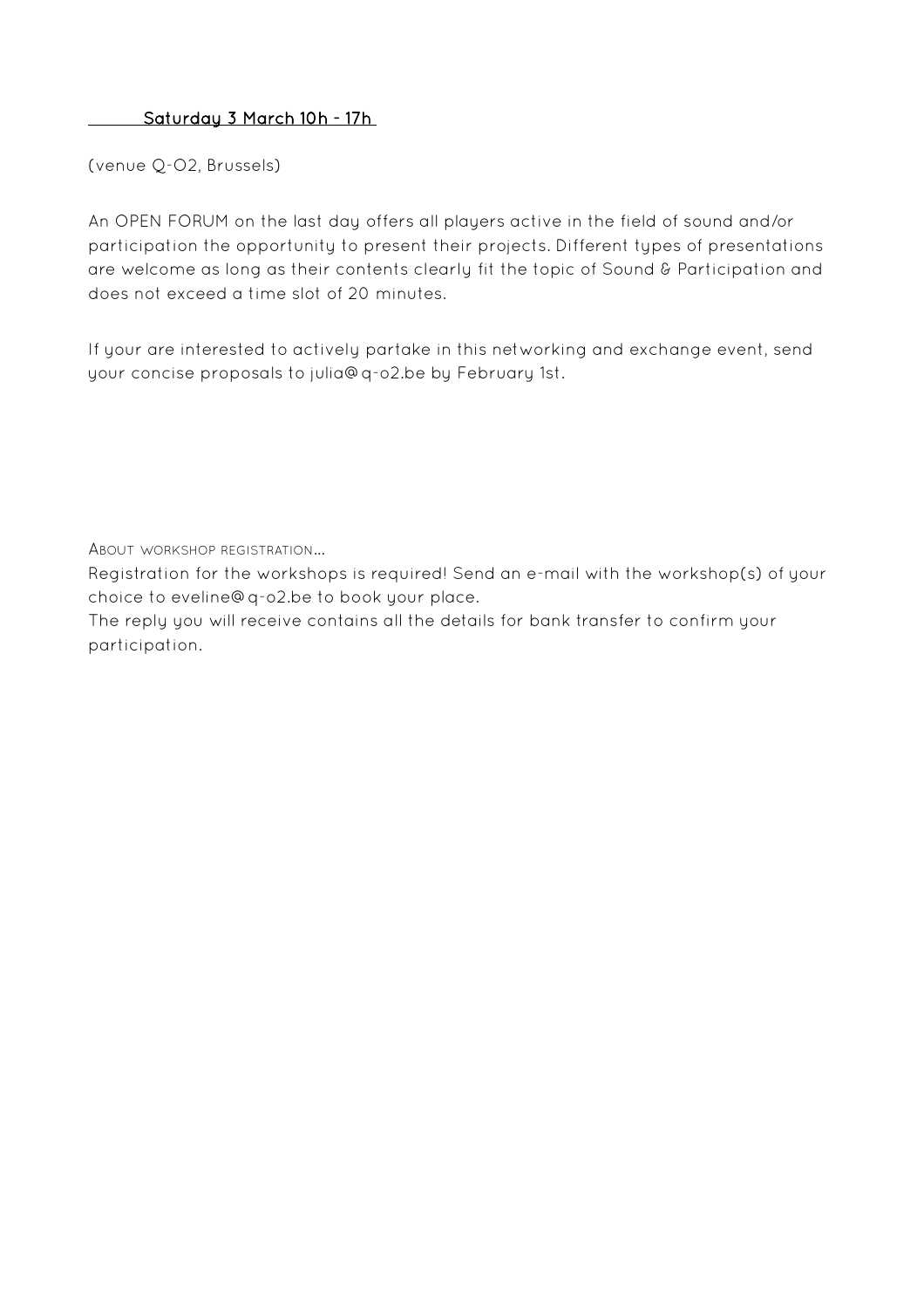**<u>Saturday 3 March 10h - 17h</u>**

(venue Q-O2, Brussels)

An OPEN FORUM on the last day offers all players active in the field of sound and/or participation the opportunity to present their projects. Different types of presentations are welcome as long as their contents clearly fit the topic of Sound & Participation and does not exceed a time slot of 20 minutes.

If your are interested to actively partake in this networking and exchange event, send your concise proposals to julia@q-o2.be by February 1st.

ABOUT WORKSHOP REGISTRATION...

Registration for the workshops is required! Send an e-mail with the workshop(s) of your choice to eveline@q-o2.be to book your place.

The reply you will receive contains all the details for bank transfer to confirm your participation.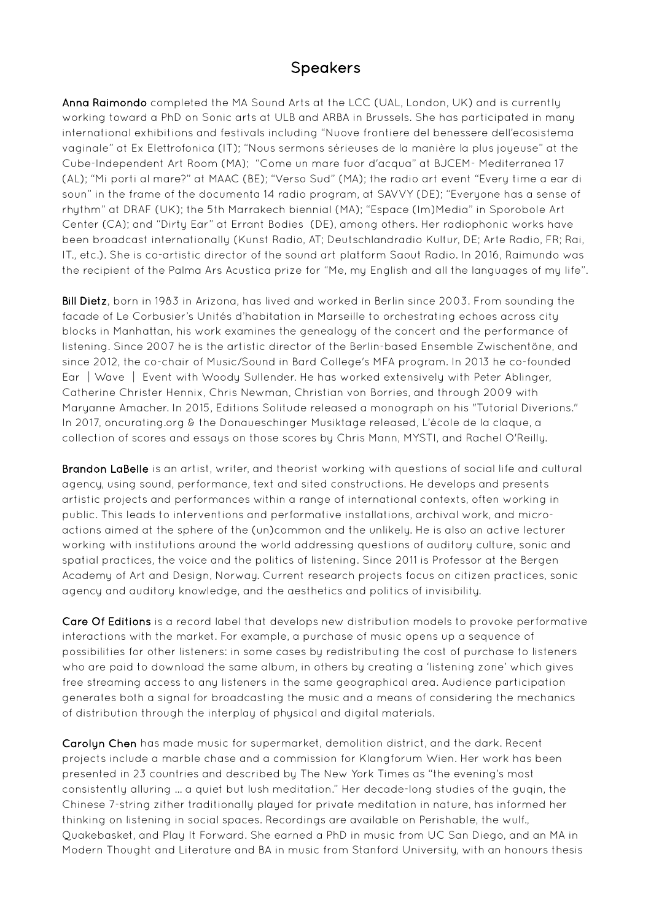## Speakers

**Anna Raimondo** completed the MA Sound Arts at the LCC (UAL, London, UK) and is currently working toward a PhD on Sonic arts at ULB and ARBA in Brussels. She has participated in many international exhibitions and festivals including "Nuove frontiere del benessere dell'ecosistema vaginale" at Ex Elettrofonica (IT); "Nous sermons sérieuses de la manière la plus joyeuse" at the Cube-Independent Art Room (MA); "Come un mare fuor d'acqua" at BJCEM- Mediterranea 17 (AL); "Mi porti al mare?" at MAAC (BE); "Verso Sud" (MA); the radio art event "Every time a ear di soun" in the frame of the documenta 14 radio program, at SAVVY (DE); "Everyone has a sense of rhythm" at DRAF (UK); the 5th Marrakech biennial (MA); "Espace (Im)Media" in Sporobole Art Center (CA); and "Dirty Ear" at Errant Bodies (DE), among others. Her radiophonic works have been broadcast internationally (Kunst Radio, AT; Deutschlandradio Kultur, DE; Arte Radio, FR; Rai, IT., etc.). She is co-artistic director of the sound art platform Saout Radio. In 2016, Raimundo was the recipient of the Palma Ars Acustica prize for "Me, my English and all the languages of my life".

**Bill Dietz**, born in 1983 in Arizona, has lived and worked in Berlin since 2003. From sounding the facade of Le Corbusier's Unités d'habitation in Marseille to orchestrating echoes across city blocks in Manhattan, his work examines the genealogy of the concert and the performance of listening. Since 2007 he is the artistic director of the Berlin-based Ensemble Zwischentöne, and since 2012, the co-chair of Music/Sound in Bard College's MFA program. In 2013 he co-founded Ear | Wave | Event with Woody Sullender. He has worked extensively with Peter Ablinger, Catherine Christer Hennix, Chris Newman, Christian von Borries, and through 2009 with Maryanne Amacher. In 2015, Editions Solitude released a monograph on his "Tutorial Diverions." In 2017, oncurating.org & the Donaueschinger Musiktage released, L'école de la claque, a collection of scores and essays on those scores by Chris Mann, MYSTI, and Rachel O'Reilly.

**Brandon LaBelle** is an artist, writer, and theorist working with questions of social life and cultural agency, using sound, performance, text and sited constructions. He develops and presents artistic projects and performances within a range of international contexts, often working in public. This leads to interventions and performative installations, archival work, and micro-actions aimed at the sphere of the (un)common and the unlikely. He is also an active lecturer working with institutions around the world addressing questions of auditory culture, sonic and spatial practices, the voice and the politics of listening. Since 2011 is Professor at the Bergen Academy of Art and Design, Norway. Current research projects focus on citizen practices, sonic agency and auditory knowledge, and the aesthetics and politics of invisibility.

**Care Of Editions** is a record label that develops new distribution models to provoke performative interactions with the market. For example, a purchase of music opens up a sequence of possibilities for other listeners: in some cases by redistributing the cost of purchase to listeners who are paid to download the same album, in others by creating a 'listening zone' which gives free streaming access to any listeners in the same geographical area. Audience participation generates both a signal for broadcasting the music and a means of considering the mechanics of distribution through the interplay of physical and digital materials.

**Carolyn Chen** has made music for supermarket, demolition district, and the dark. Recent projects include a marble chase and a commission for Klangforum Wien. Her work has been presented in 23 countries and described by The New York Times as "the evening's most consistently alluring ... a quiet but lush meditation." Her decade-long studies of the guqin, the Chinese 7-string zither traditionally played for private meditation in nature, has informed her thinking on listening in social spaces. Recordings are available on Perishable, the wulf., Quakebasket, and Play It Forward. She earned a PhD in music from UC San Diego, and an MA in Modern Thought and Literature and BA in music from Stanford University, with an honours thesis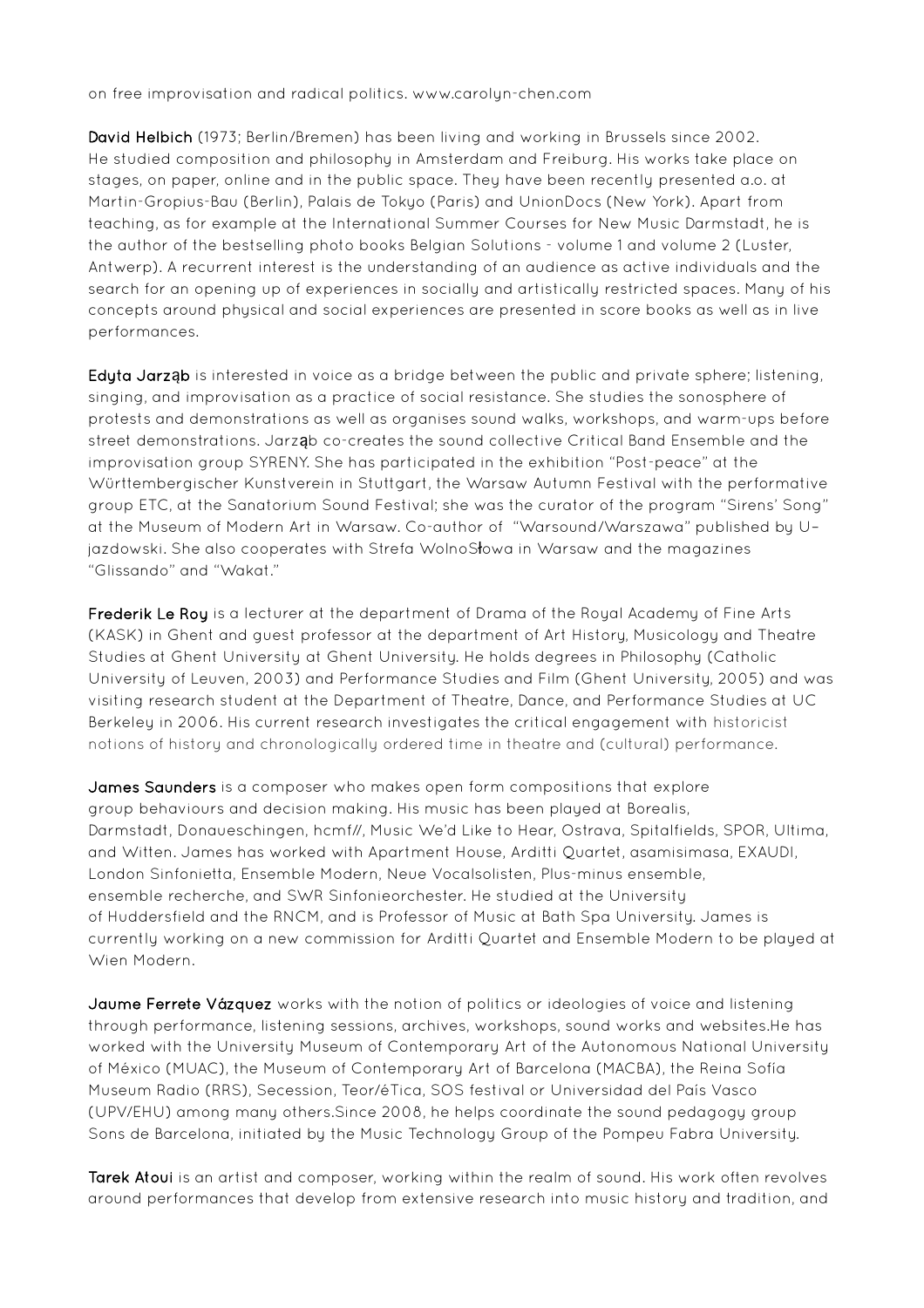on free improvisation and radical politics. www.carolyn-chen.com

**David Helbich** (1973; Berlin/Bremen) has been living and working in Brussels since 2002. He studied composition and philosophy in Amsterdam and Freiburg. His works take place on stages, on paper, online and in the public space. They have been recently presented a.o. at Martin-Gropius-Bau (Berlin), Palais de Tokyo (Paris) and UnionDocs (New York). Apart from teaching, as for example at the International Summer Courses for New Music Darmstadt, he is the author of the bestselling photo books Belgian Solutions - volume 1 and volume 2 (Luster, Antwerp). A recurrent interest is the understanding of an audience as active individuals and the search for an opening up of experiences in socially and artistically restricted spaces. Many of his concepts around physical and social experiences are presented in score books as well as in live performances.

**Edyta Jarząb** is interested in voice as a bridge between the public and private sphere; listening, singing, and improvisation as a practice of social resistance. She studies the sonosphere of protests and demonstrations as well as organises sound walks, workshops, and warm-ups before street demonstrations. Jarząb co-creates the sound collective Critical Band Ensemble and the improvisation group SYRENY. She has participated in the exhibition "Post-peace" at the Württembergischer Kunstverein in Stuttgart, the Warsaw Autumn Festival with the performative group ETC, at the Sanatorium Sound Festival; she was the curator of the program "Sirens' Song" at the Museum of Modern Art in Warsaw. Co-author of "Warsound/Warszawa" published by U–jazdowski. She also cooperates with Strefa WolnoSłowa in Warsaw and the magazines "Glissando" and "Wakat."

**Frederik Le Roy** is a lecturer at the department of Drama of the Royal Academy of Fine Arts (KASK) in Ghent and guest professor at the department of Art History, Musicology and Theatre Studies at Ghent University at Ghent University. He holds degrees in Philosophy (Catholic University of Leuven, 2003) and Performance Studies and Film (Ghent University, 2005) and was visiting research student at the Department of Theatre, Dance, and Performance Studies at UC Berkeley in 2006. His current research investigates the critical engagement with historicist notions of history and chronologically ordered time in theatre and (cultural) performance.

**James Saunders** is a composer who makes open form compositions that explore group behaviours and decision making. His music has been played at Borealis, Darmstadt, Donaueschingen, hcmf//, Music We'd Like to Hear, Ostrava, Spitalfields, SPOR, Ultima, and Witten. James has worked with Apartment House, Arditti Quartet, asamisimasa, EXAUDI, London Sinfonietta, Ensemble Modern, Neue Vocalsolisten, Plus-minus ensemble, ensemble recherche, and SWR Sinfonieorchester. He studied at the University of Huddersfield and the RNCM, and is Professor of Music at Bath Spa University. James is currently working on a new commission for Arditti Quartet and Ensemble Modern to be played at Wien Modern.

**Jaume Ferrete Vázquez** works with the notion of politics or ideologies of voice and listening through performance, listening sessions, archives, workshops, sound works and websites.He has worked with the University Museum of Contemporary Art of the Autonomous National University of México (MUAC), the Museum of Contemporary Art of Barcelona (MACBA), the Reina Sofía Museum Radio (RRS), Secession, Teor/éTica, SOS festival or Universidad del País Vasco (UPV/EHU) among many others.Since 2008, he helps coordinate the sound pedagogy group Sons de Barcelona, initiated by the Music Technology Group of the Pompeu Fabra University.

**Tarek Atoui** is an artist and composer, working within the realm of sound. His work often revolves around performances that develop from extensive research into music history and tradition, and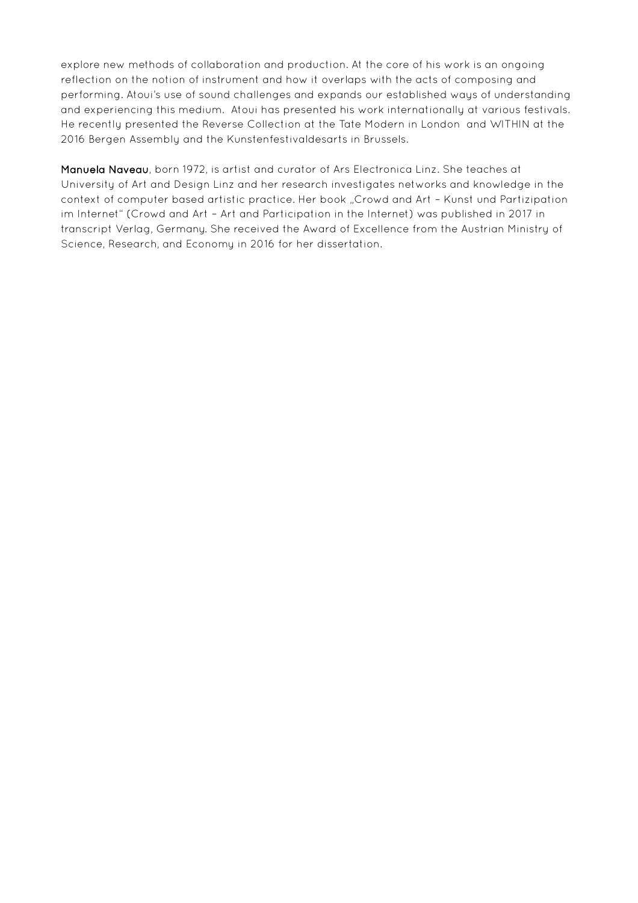explore new methods of collaboration and production. At the core of his work is an ongoing reflection on the notion of instrument and how it overlaps with the acts of composing and performing. Atoui's use of sound challenges and expands our established ways of understanding and experiencing this medium. Atoui has presented his work internationally at various festivals. He recently presented the Reverse Collection at the Tate Modern in London and WITHIN at the 2016 Bergen Assembly and the Kunstenfestivaldesarts in Brussels.

**Manuela Naveau**, born 1972, is artist and curator of Ars Electronica Linz. She teaches at University of Art and Design Linz and her research investigates networks and knowledge in the context of computer based artistic practice. Her book „Crowd and Art – Kunst und Partizipation im Internet" (Crowd and Art – Art and Participation in the Internet) was published in 2017 in transcript Verlag, Germany. She received the Award of Excellence from the Austrian Ministry of Science, Research, and Economy in 2016 for her dissertation.